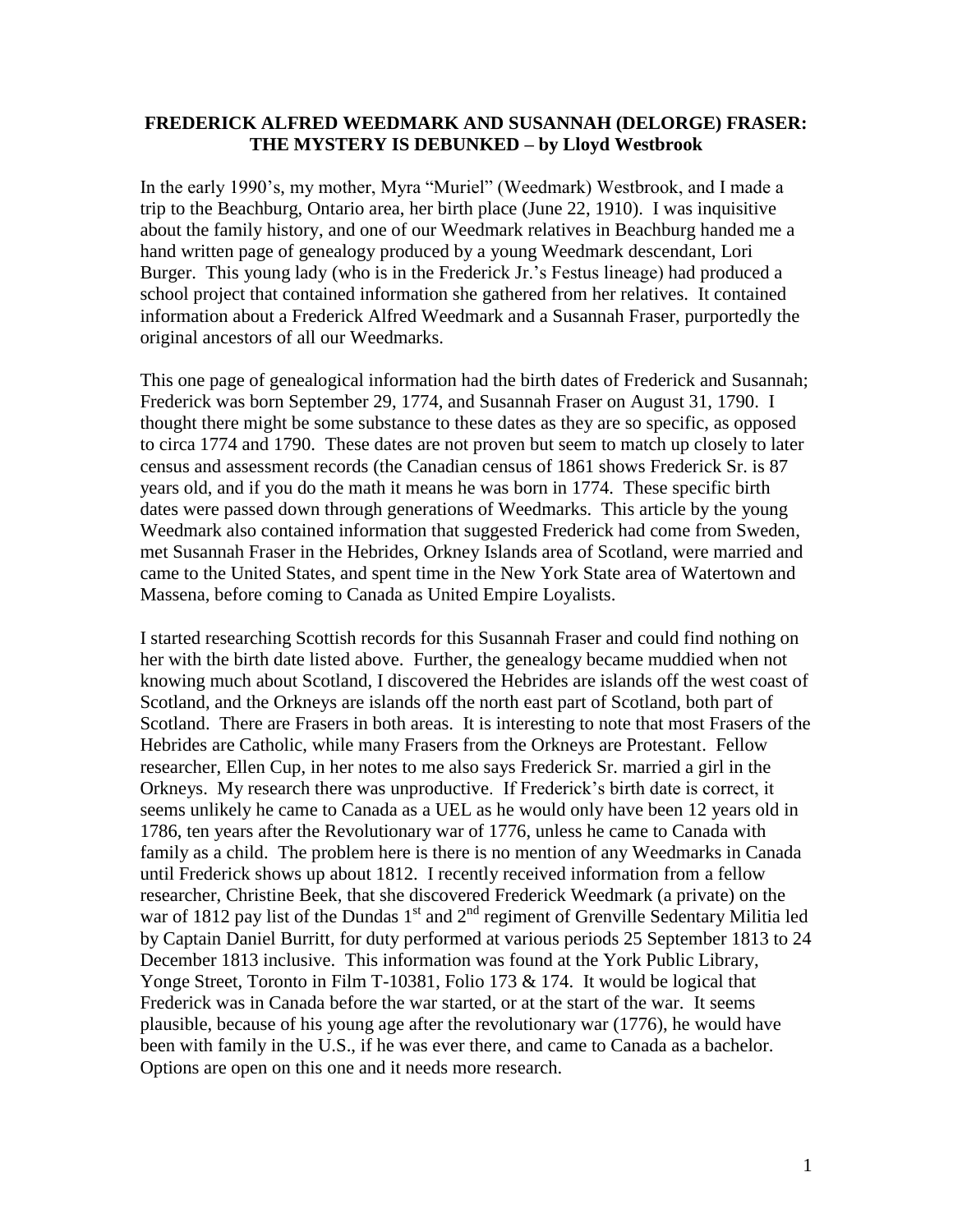**FREDERICK ALFRED WEEDMARK AND SUSANNAH (DELORGE) FRASER: THE MYSTERY IS DEBUNKED – by Lloyd Westbrook**

In the early 1990's, my mother, Myra "Muriel" (Weedmark) Westbrook, and I made a trip to the Beachburg, Ontario area, her birth place (June 22, 1910). I was inquisitive about the family history, and one of our Weedmark relatives in Beachburg handed me a hand written page of genealogy produced by a young Weedmark descendant, Lori Burger. This young lady (who is in the Frederick Jr.'s Festus lineage) had produced a school project that contained information she gathered from her relatives. It contained information about a Frederick Alfred Weedmark and a Susannah Fraser, purportedly the original ancestors of all our Weedmarks.

This one page of genealogical information had the birth dates of Frederick and Susannah; Frederick was born September 29, 1774, and Susannah Fraser on August 31, 1790. I thought there might be some substance to these dates as they are so specific, as opposed to circa 1774 and 1790. These dates are not proven but seem to match up closely to later census and assessment records (the Canadian census of 1861 shows Frederick Sr. is 87 years old, and if you do the math it means he was born in 1774. These specific birth dates were passed down through generations of Weedmarks. This article by the young Weedmark also contained information that suggested Frederick had come from Sweden, met Susannah Fraser in the Hebrides, Orkney Islands area of Scotland, were married and came to the United States, and spent time in the New York State area of Watertown and Massena, before coming to Canada as United Empire Loyalists.

I started researching Scottish records for this Susannah Fraser and could find nothing on her with the birth date listed above. Further, the genealogy became muddied when not knowing much about Scotland, I discovered the Hebrides are islands off the west coast of Scotland, and the Orkneys are islands off the north east part of Scotland, both part of Scotland. There are Frasers in both areas. It is interesting to note that most Frasers of the Hebrides are Catholic, while many Frasers from the Orkneys are Protestant. Fellow researcher, Ellen Cup, in her notes to me also says Frederick Sr. married a girl in the Orkneys. My research there was unproductive. If Frederick's birth date is correct, it seems unlikely he came to Canada as a UEL as he would only have been 12 years old in 1786, ten years after the Revolutionary war of 1776, unless he came to Canada with family as a child. The problem here is there is no mention of any Weedmarks in Canada until Frederick shows up about 1812. I recently received information from a fellow researcher, Christine Beek, that she discovered Frederick Weedmark (a private) on the war of 1812 pay list of the Dundas 1st and 2nd regiment of Grenville Sedentary Militia led by Captain Daniel Burritt, for duty performed at various periods 25 September 1813 to 24 December 1813 inclusive. This information was found at the York Public Library, Yonge Street, Toronto in Film T-10381, Folio 173 & 174. It would be logical that Frederick was in Canada before the war started, or at the start of the war. It seems plausible, because of his young age after the revolutionary war (1776), he would have been with family in the U.S., if he was ever there, and came to Canada as a bachelor. Options are open on this one and it needs more research.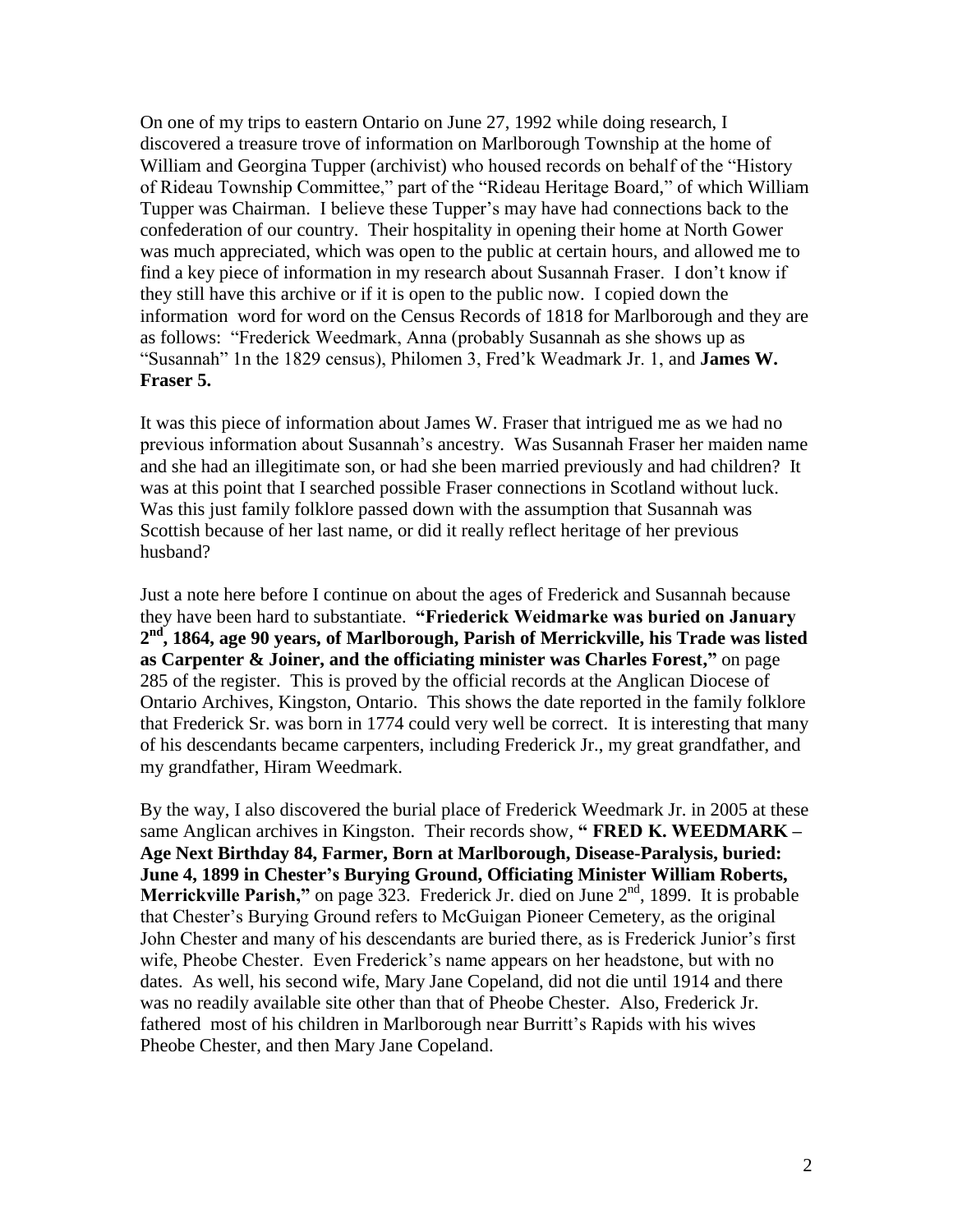On one of my trips to eastern Ontario on June 27, 1992 while doing research, I discovered a treasure trove of information on Marlborough Township at the home of William and Georgina Tupper (archivist) who housed records on behalf of the "History of Rideau Township Committee," part of the "Rideau Heritage Board," of which William Tupper was Chairman. I believe these Tupper's may have had connections back to the confederation of our country. Their hospitality in opening their home at North Gower was much appreciated, which was open to the public at certain hours, and allowed me to find a key piece of information in my research about Susannah Fraser. I don't know if they still have this archive or if it is open to the public now. I copied down the information word for word on the Census Records of 1818 for Marlborough and they are as follows: "Frederick Weedmark, Anna (probably Susannah as she shows up as "Susannah" 1n the 1829 census), Philomen 3, Fred'k Weadmark Jr. 1, and **James W. Fraser 5.**

It was this piece of information about James W. Fraser that intrigued me as we had no previous information about Susannah's ancestry. Was Susannah Fraser her maiden name and she had an illegitimate son, or had she been married previously and had children? It was at this point that I searched possible Fraser connections in Scotland without luck. Was this just family folklore passed down with the assumption that Susannah was Scottish because of her last name, or did it really reflect heritage of her previous husband?

Just a note here before I continue on about the ages of Frederick and Susannah because they have been hard to substantiate. **"Friederick Weidmarke was buried on January 2nd, 1864, age 90 years, of Marlborough, Parish of Merrickville, his Trade was listed as Carpenter & Joiner, and the officiating minister was Charles Forest,"** on page 285 of the register. This is proved by the official records at the Anglican Diocese of Ontario Archives, Kingston, Ontario. This shows the date reported in the family folklore that Frederick Sr. was born in 1774 could very well be correct. It is interesting that many of his descendants became carpenters, including Frederick Jr., my great grandfather, and my grandfather, Hiram Weedmark.

By the way, I also discovered the burial place of Frederick Weedmark Jr. in 2005 at these same Anglican archives in Kingston. Their records show, **" FRED K. WEEDMARK – Age Next Birthday 84, Farmer, Born at Marlborough, Disease-Paralysis, buried: June 4, 1899 in Chester's Burying Ground, Officiating Minister William Roberts, Merrickville Parish,"** on page 323. Frederick Jr. died on June 2nd, 1899. It is probable that Chester's Burying Ground refers to McGuigan Pioneer Cemetery, as the original John Chester and many of his descendants are buried there, as is Frederick Junior's first wife, Pheobe Chester. Even Frederick's name appears on her headstone, but with no dates. As well, his second wife, Mary Jane Copeland, did not die until 1914 and there was no readily available site other than that of Pheobe Chester. Also, Frederick Jr. fathered most of his children in Marlborough near Burritt's Rapids with his wives Pheobe Chester, and then Mary Jane Copeland.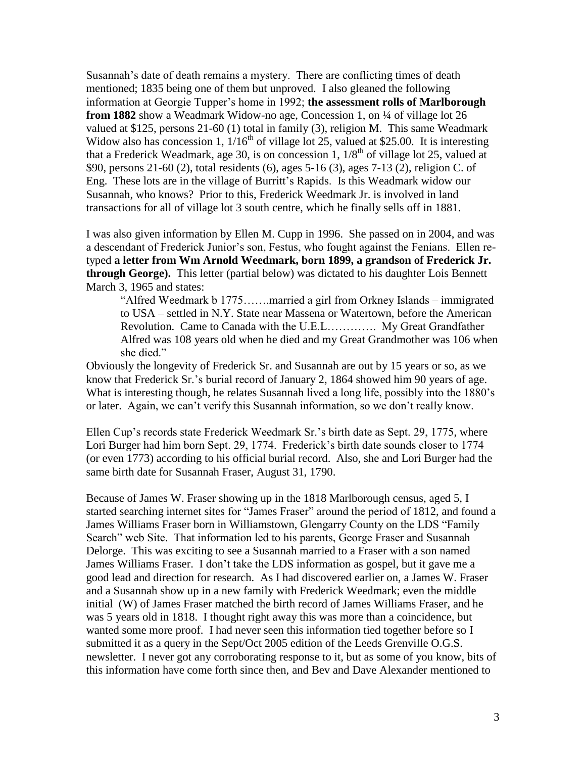Susannah's date of death remains a mystery. There are conflicting times of death mentioned; 1835 being one of them but unproved. I also gleaned the following information at Georgie Tupper's home in 1992; **the assessment rolls of Marlborough from 1882** show a Weadmark Widow-no age, Concession 1, on ¼ of village lot 26 valued at $125, persons 21-60 (1) total in family (3), religion M. This same Weadmark Widow also has concession 1, 1/16th of village lot 25, valued at $25.00. It is interesting that a Frederick Weadmark, age 30, is on concession 1, 1/8th of village lot 25, valued at $90, persons 21-60 (2), total residents (6), ages 5-16 (3), ages 7-13 (2), religion C. of Eng. These lots are in the village of Burritt's Rapids. Is this Weadmark widow our Susannah, who knows? Prior to this, Frederick Weedmark Jr. is involved in land transactions for all of village lot 3 south centre, which he finally sells off in 1881.

I was also given information by Ellen M. Cupp in 1996. She passed on in 2004, and was a descendant of Frederick Junior's son, Festus, who fought against the Fenians. Ellen re-typed **a letter from Wm Arnold Weedmark, born 1899, a grandson of Frederick Jr. through George).** This letter (partial below) was dictated to his daughter Lois Bennett March 3, 1965 and states:

> "Alfred Weedmark b 1775…….married a girl from Orkney Islands – immigrated to USA – settled in N.Y. State near Massena or Watertown, before the American Revolution. Came to Canada with the U.E.L…………. My Great Grandfather Alfred was 108 years old when he died and my Great Grandmother was 106 when she died."

Obviously the longevity of Frederick Sr. and Susannah are out by 15 years or so, as we know that Frederick Sr.'s burial record of January 2, 1864 showed him 90 years of age. What is interesting though, he relates Susannah lived a long life, possibly into the 1880's or later. Again, we can't verify this Susannah information, so we don't really know.

Ellen Cup's records state Frederick Weedmark Sr.'s birth date as Sept. 29, 1775, where Lori Burger had him born Sept. 29, 1774. Frederick's birth date sounds closer to 1774 (or even 1773) according to his official burial record. Also, she and Lori Burger had the same birth date for Susannah Fraser, August 31, 1790.

Because of James W. Fraser showing up in the 1818 Marlborough census, aged 5, I started searching internet sites for "James Fraser" around the period of 1812, and found a James Williams Fraser born in Williamstown, Glengarry County on the LDS "Family Search" web Site. That information led to his parents, George Fraser and Susannah Delorge. This was exciting to see a Susannah married to a Fraser with a son named James Williams Fraser. I don't take the LDS information as gospel, but it gave me a good lead and direction for research. As I had discovered earlier on, a James W. Fraser and a Susannah show up in a new family with Frederick Weedmark; even the middle initial (W) of James Fraser matched the birth record of James Williams Fraser, and he was 5 years old in 1818. I thought right away this was more than a coincidence, but wanted some more proof. I had never seen this information tied together before so I submitted it as a query in the Sept/Oct 2005 edition of the Leeds Grenville O.G.S. newsletter. I never got any corroborating response to it, but as some of you know, bits of this information have come forth since then, and Bev and Dave Alexander mentioned to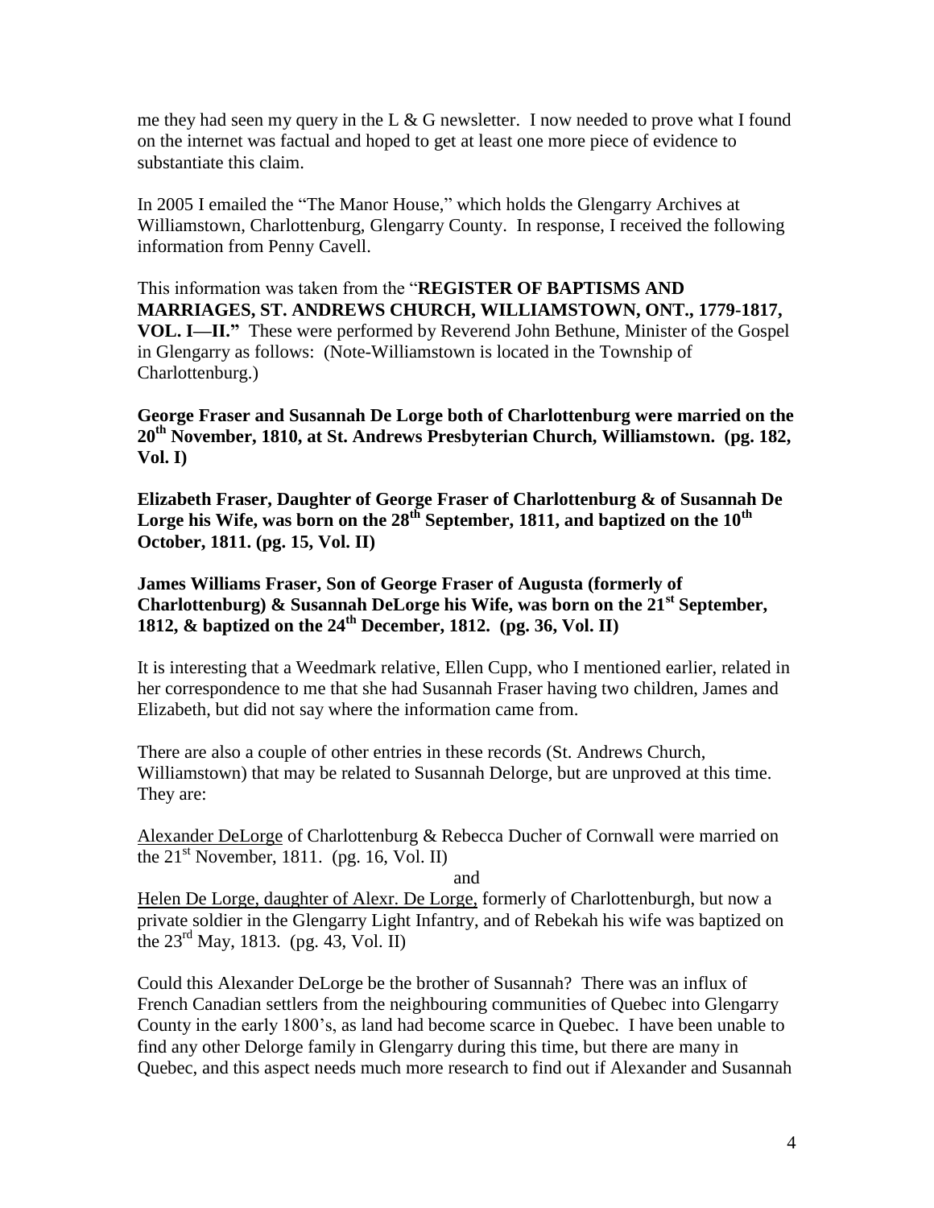me they had seen my query in the L & G newsletter. I now needed to prove what I found on the internet was factual and hoped to get at least one more piece of evidence to substantiate this claim.

In 2005 I emailed the "The Manor House," which holds the Glengarry Archives at Williamstown, Charlottenburg, Glengarry County. In response, I received the following information from Penny Cavell.

This information was taken from the "**REGISTER OF BAPTISMS AND MARRIAGES, ST. ANDREWS CHURCH, WILLIAMSTOWN, ONT., 1779-1817, VOL. I—II.**" These were performed by Reverend John Bethune, Minister of the Gospel in Glengarry as follows: (Note-Williamstown is located in the Township of Charlottenburg.)

**George Fraser and Susannah De Lorge both of Charlottenburg were married on the 20th November, 1810, at St. Andrews Presbyterian Church, Williamstown. (pg. 182, Vol. I)**

**Elizabeth Fraser, Daughter of George Fraser of Charlottenburg & of Susannah De Lorge his Wife, was born on the 28th September, 1811, and baptized on the 10th October, 1811. (pg. 15, Vol. II)**

**James Williams Fraser, Son of George Fraser of Augusta (formerly of Charlottenburg) & Susannah DeLorge his Wife, was born on the 21st September, 1812, & baptized on the 24th December, 1812. (pg. 36, Vol. II)**

It is interesting that a Weedmark relative, Ellen Cupp, who I mentioned earlier, related in her correspondence to me that she had Susannah Fraser having two children, James and Elizabeth, but did not say where the information came from.

There are also a couple of other entries in these records (St. Andrews Church, Williamstown) that may be related to Susannah Delorge, but are unproved at this time. They are:

Alexander DeLorge of Charlottenburg & Rebecca Ducher of Cornwall were married on the 21st November, 1811. (pg. 16, Vol. II)

and

Helen De Lorge, daughter of Alexr. De Lorge, formerly of Charlottenburgh, but now a private soldier in the Glengarry Light Infantry, and of Rebekah his wife was baptized on the 23rd May, 1813. (pg. 43, Vol. II)

Could this Alexander DeLorge be the brother of Susannah? There was an influx of French Canadian settlers from the neighbouring communities of Quebec into Glengarry County in the early 1800's, as land had become scarce in Quebec. I have been unable to find any other Delorge family in Glengarry during this time, but there are many in Quebec, and this aspect needs much more research to find out if Alexander and Susannah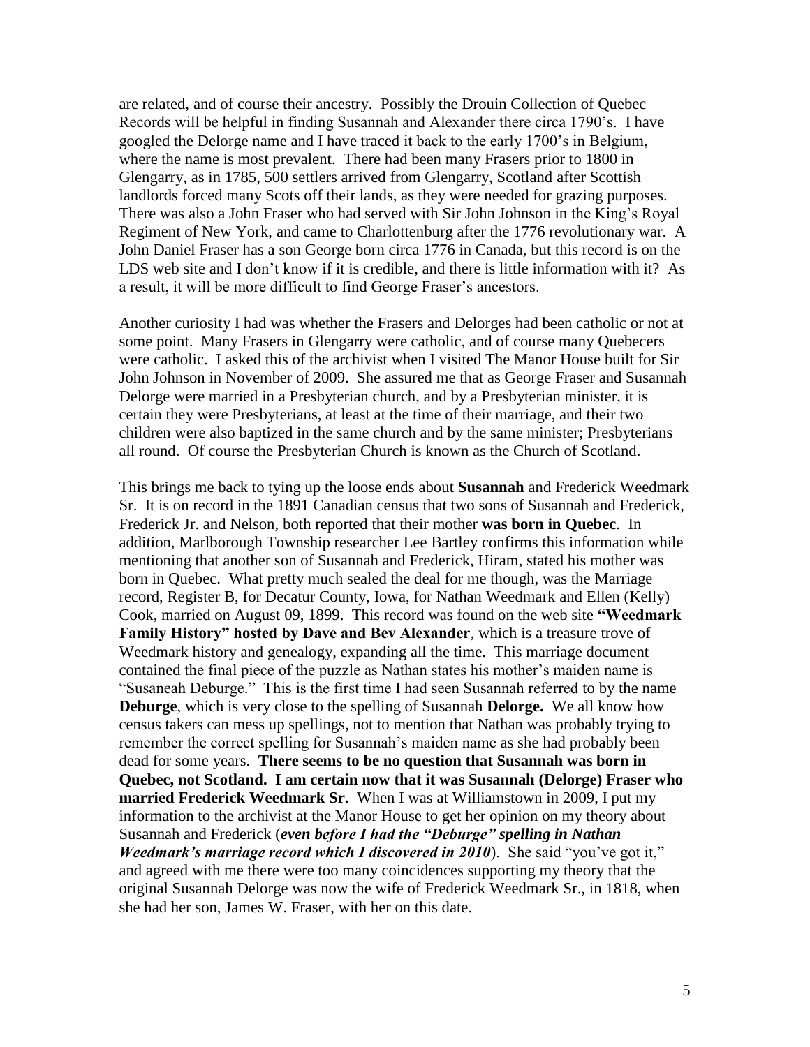are related, and of course their ancestry. Possibly the Drouin Collection of Quebec Records will be helpful in finding Susannah and Alexander there circa 1790's. I have googled the Delorge name and I have traced it back to the early 1700's in Belgium, where the name is most prevalent. There had been many Frasers prior to 1800 in Glengarry, as in 1785, 500 settlers arrived from Glengarry, Scotland after Scottish landlords forced many Scots off their lands, as they were needed for grazing purposes. There was also a John Fraser who had served with Sir John Johnson in the King's Royal Regiment of New York, and came to Charlottenburg after the 1776 revolutionary war. A John Daniel Fraser has a son George born circa 1776 in Canada, but this record is on the LDS web site and I don't know if it is credible, and there is little information with it? As a result, it will be more difficult to find George Fraser's ancestors.

Another curiosity I had was whether the Frasers and Delorges had been catholic or not at some point. Many Frasers in Glengarry were catholic, and of course many Quebecers were catholic. I asked this of the archivist when I visited The Manor House built for Sir John Johnson in November of 2009. She assured me that as George Fraser and Susannah Delorge were married in a Presbyterian church, and by a Presbyterian minister, it is certain they were Presbyterians, at least at the time of their marriage, and their two children were also baptized in the same church and by the same minister; Presbyterians all round. Of course the Presbyterian Church is known as the Church of Scotland.

This brings me back to tying up the loose ends about **Susannah** and Frederick Weedmark Sr. It is on record in the 1891 Canadian census that two sons of Susannah and Frederick, Frederick Jr. and Nelson, both reported that their mother **was born in Quebec**. In addition, Marlborough Township researcher Lee Bartley confirms this information while mentioning that another son of Susannah and Frederick, Hiram, stated his mother was born in Quebec. What pretty much sealed the deal for me though, was the Marriage record, Register B, for Decatur County, Iowa, for Nathan Weedmark and Ellen (Kelly) Cook, married on August 09, 1899. This record was found on the web site **"Weedmark Family History" hosted by Dave and Bev Alexander**, which is a treasure trove of Weedmark history and genealogy, expanding all the time. This marriage document contained the final piece of the puzzle as Nathan states his mother's maiden name is "Susaneah Deburge." This is the first time I had seen Susannah referred to by the name **Deburge**, which is very close to the spelling of Susannah **Delorge.** We all know how census takers can mess up spellings, not to mention that Nathan was probably trying to remember the correct spelling for Susannah's maiden name as she had probably been dead for some years. **There seems to be no question that Susannah was born in Quebec, not Scotland. I am certain now that it was Susannah (Delorge) Fraser who married Frederick Weedmark Sr.** When I was at Williamstown in 2009, I put my information to the archivist at the Manor House to get her opinion on my theory about Susannah and Frederick (***even before I had the "Deburge" spelling in Nathan Weedmark's marriage record which I discovered in 2010***). She said "you've got it," and agreed with me there were too many coincidences supporting my theory that the original Susannah Delorge was now the wife of Frederick Weedmark Sr., in 1818, when she had her son, James W. Fraser, with her on this date.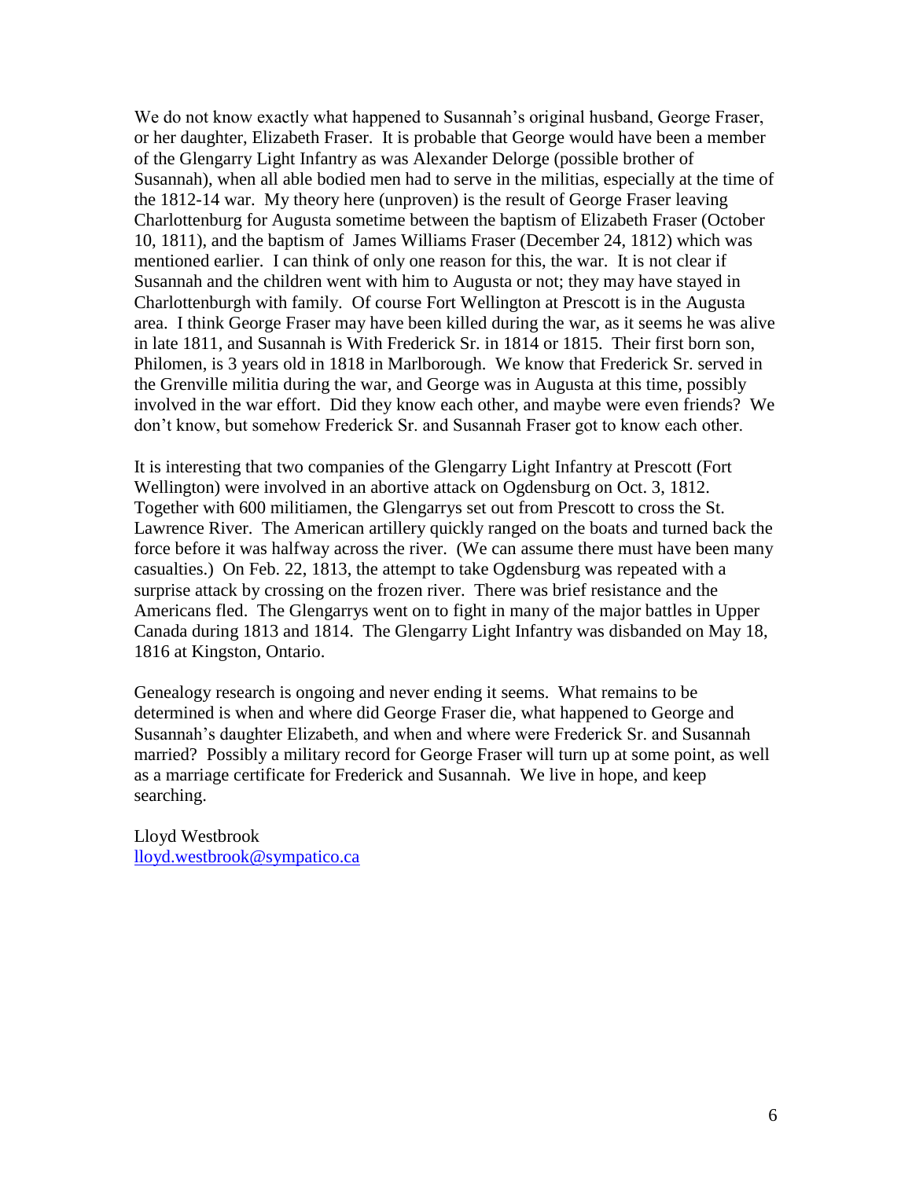We do not know exactly what happened to Susannah's original husband, George Fraser, or her daughter, Elizabeth Fraser. It is probable that George would have been a member of the Glengarry Light Infantry as was Alexander Delorge (possible brother of Susannah), when all able bodied men had to serve in the militias, especially at the time of the 1812-14 war. My theory here (unproven) is the result of George Fraser leaving Charlottenburg for Augusta sometime between the baptism of Elizabeth Fraser (October 10, 1811), and the baptism of James Williams Fraser (December 24, 1812) which was mentioned earlier. I can think of only one reason for this, the war. It is not clear if Susannah and the children went with him to Augusta or not; they may have stayed in Charlottenburgh with family. Of course Fort Wellington at Prescott is in the Augusta area. I think George Fraser may have been killed during the war, as it seems he was alive in late 1811, and Susannah is With Frederick Sr. in 1814 or 1815. Their first born son, Philomen, is 3 years old in 1818 in Marlborough. We know that Frederick Sr. served in the Grenville militia during the war, and George was in Augusta at this time, possibly involved in the war effort. Did they know each other, and maybe were even friends? We don't know, but somehow Frederick Sr. and Susannah Fraser got to know each other.

It is interesting that two companies of the Glengarry Light Infantry at Prescott (Fort Wellington) were involved in an abortive attack on Ogdensburg on Oct. 3, 1812. Together with 600 militiamen, the Glengarrys set out from Prescott to cross the St. Lawrence River. The American artillery quickly ranged on the boats and turned back the force before it was halfway across the river. (We can assume there must have been many casualties.) On Feb. 22, 1813, the attempt to take Ogdensburg was repeated with a surprise attack by crossing on the frozen river. There was brief resistance and the Americans fled. The Glengarrys went on to fight in many of the major battles in Upper Canada during 1813 and 1814. The Glengarry Light Infantry was disbanded on May 18, 1816 at Kingston, Ontario.

Genealogy research is ongoing and never ending it seems. What remains to be determined is when and where did George Fraser die, what happened to George and Susannah's daughter Elizabeth, and when and where were Frederick Sr. and Susannah married? Possibly a military record for George Fraser will turn up at some point, as well as a marriage certificate for Frederick and Susannah. We live in hope, and keep searching.

Lloyd Westbrook
lloyd.westbrook@sympatico.ca